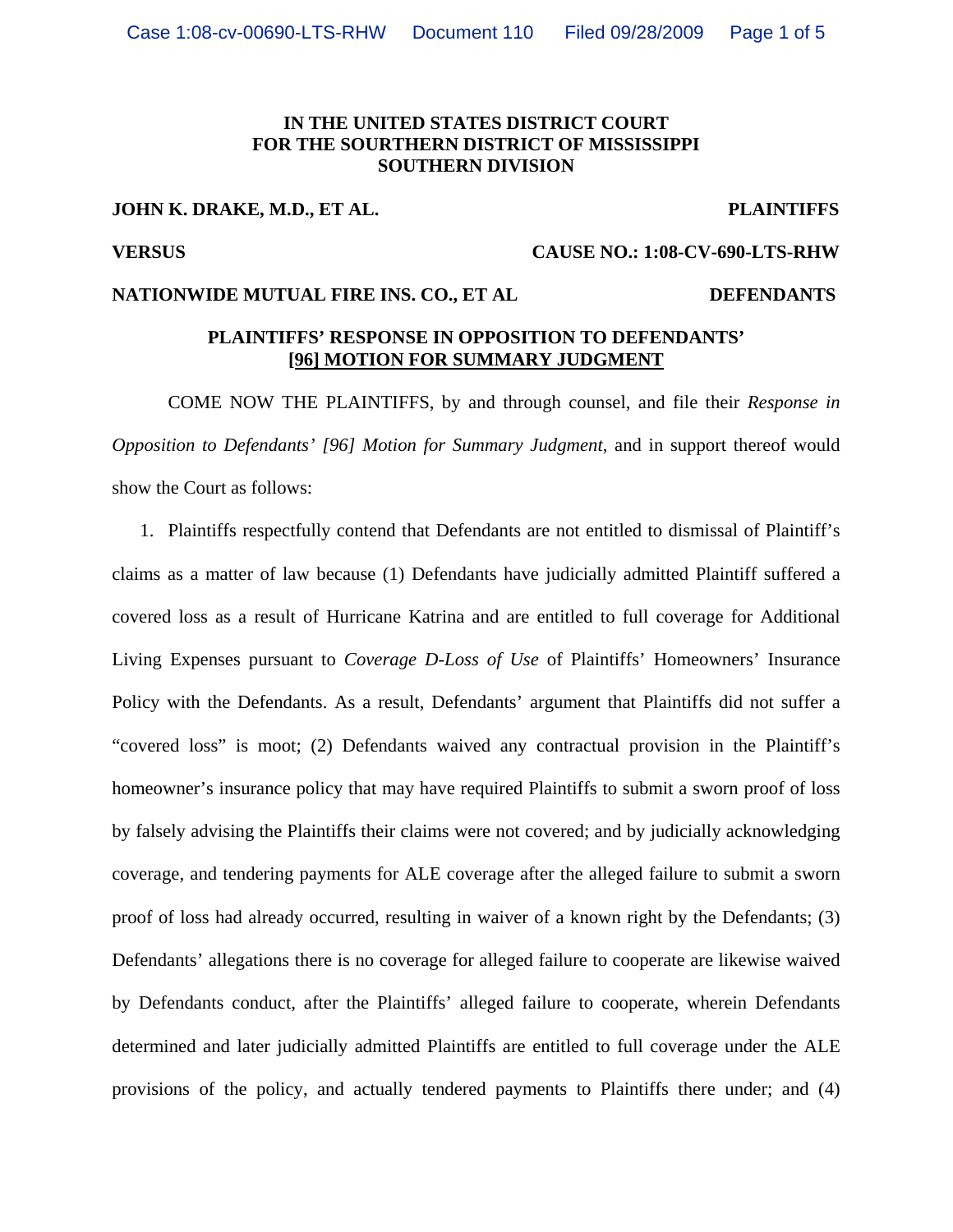**IN THE UNITED STATES DISTRICT COURT**
**FOR THE SOURTHERN DISTRICT OF MISSISSIPPI**
**SOUTHERN DIVISION**

**JOHN K. DRAKE, M.D., ET AL.** **PLAINTIFFS**

**VERSUS** **CAUSE NO.: 1:08-CV-690-LTS-RHW**

**NATIONWIDE MUTUAL FIRE INS. CO., ET AL** **DEFENDANTS**

**PLAINTIFFS' RESPONSE IN OPPOSITION TO DEFENDANTS' [96] MOTION FOR SUMMARY JUDGMENT**

COME NOW THE PLAINTIFFS, by and through counsel, and file their *Response in Opposition to Defendants' [96] Motion for Summary Judgment*, and in support thereof would show the Court as follows:

1. Plaintiffs respectfully contend that Defendants are not entitled to dismissal of Plaintiff's claims as a matter of law because (1) Defendants have judicially admitted Plaintiff suffered a covered loss as a result of Hurricane Katrina and are entitled to full coverage for Additional Living Expenses pursuant to *Coverage D-Loss of Use* of Plaintiffs' Homeowners' Insurance Policy with the Defendants. As a result, Defendants' argument that Plaintiffs did not suffer a "covered loss" is moot; (2) Defendants waived any contractual provision in the Plaintiff's homeowner's insurance policy that may have required Plaintiffs to submit a sworn proof of loss by falsely advising the Plaintiffs their claims were not covered; and by judicially acknowledging coverage, and tendering payments for ALE coverage after the alleged failure to submit a sworn proof of loss had already occurred, resulting in waiver of a known right by the Defendants; (3) Defendants' allegations there is no coverage for alleged failure to cooperate are likewise waived by Defendants conduct, after the Plaintiffs' alleged failure to cooperate, wherein Defendants determined and later judicially admitted Plaintiffs are entitled to full coverage under the ALE provisions of the policy, and actually tendered payments to Plaintiffs there under; and (4)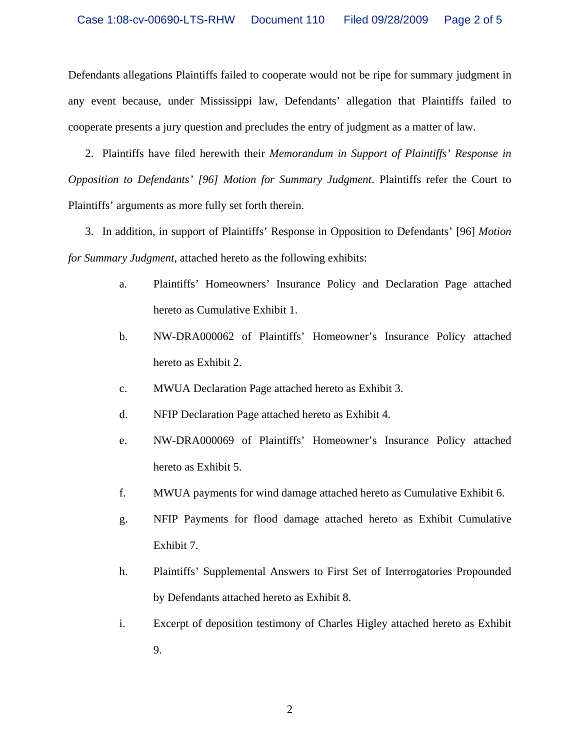Defendants allegations Plaintiffs failed to cooperate would not be ripe for summary judgment in any event because, under Mississippi law, Defendants' allegation that Plaintiffs failed to cooperate presents a jury question and precludes the entry of judgment as a matter of law.

2. Plaintiffs have filed herewith their *Memorandum in Support of Plaintiffs' Response in Opposition to Defendants' [96] Motion for Summary Judgment*. Plaintiffs refer the Court to Plaintiffs' arguments as more fully set forth therein.

3. In addition, in support of Plaintiffs' Response in Opposition to Defendants' [96] *Motion for Summary Judgment*, attached hereto as the following exhibits:

   a. Plaintiffs' Homeowners' Insurance Policy and Declaration Page attached hereto as Cumulative Exhibit 1.

   b. NW-DRA000062 of Plaintiffs' Homeowner's Insurance Policy attached hereto as Exhibit 2.

   c. MWUA Declaration Page attached hereto as Exhibit 3.

   d. NFIP Declaration Page attached hereto as Exhibit 4.

   e. NW-DRA000069 of Plaintiffs' Homeowner's Insurance Policy attached hereto as Exhibit 5.

   f. MWUA payments for wind damage attached hereto as Cumulative Exhibit 6.

   g. NFIP Payments for flood damage attached hereto as Exhibit Cumulative Exhibit 7.

   h. Plaintiffs' Supplemental Answers to First Set of Interrogatories Propounded by Defendants attached hereto as Exhibit 8.

   i. Excerpt of deposition testimony of Charles Higley attached hereto as Exhibit 9.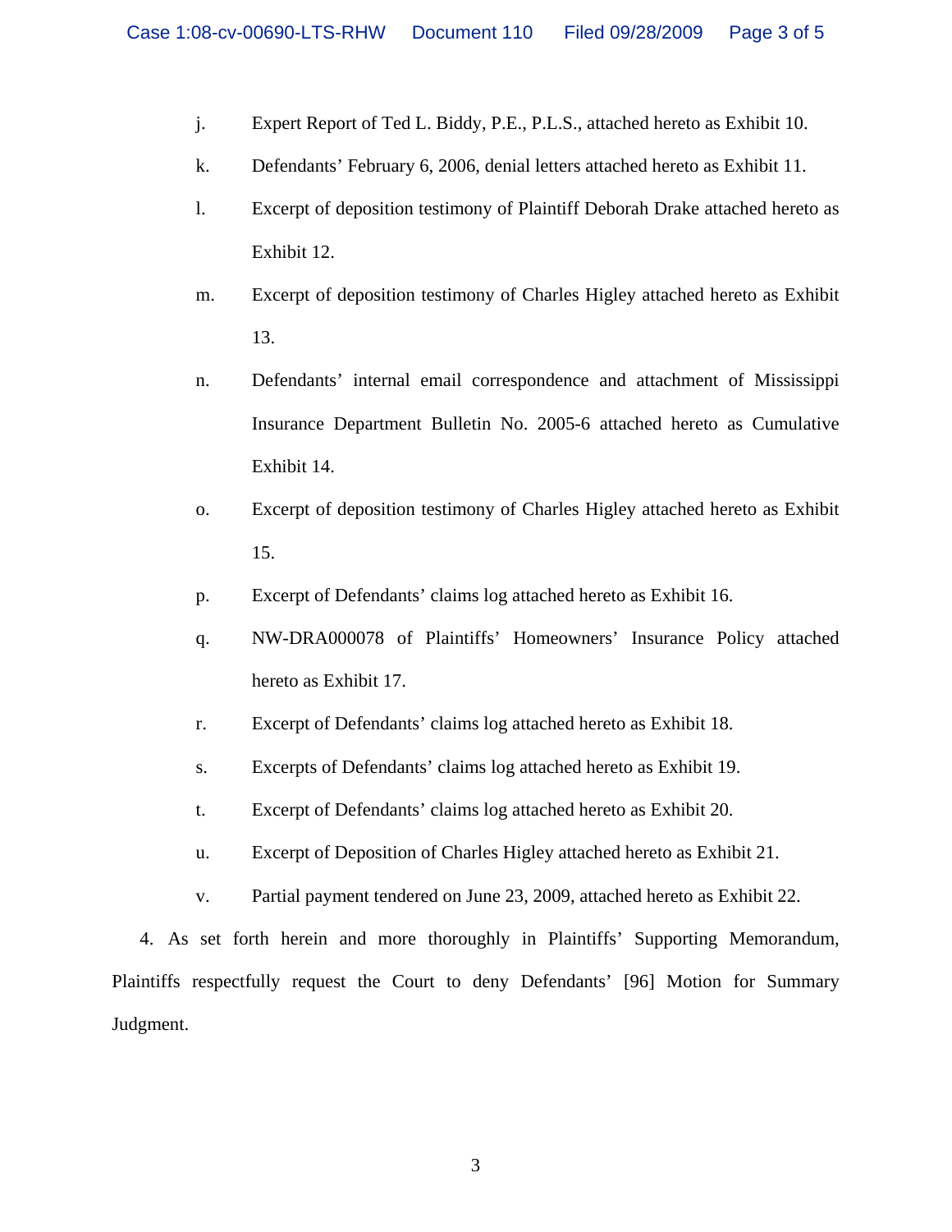j. Expert Report of Ted L. Biddy, P.E., P.L.S., attached hereto as Exhibit 10.

k. Defendants' February 6, 2006, denial letters attached hereto as Exhibit 11.

l. Excerpt of deposition testimony of Plaintiff Deborah Drake attached hereto as Exhibit 12.

m. Excerpt of deposition testimony of Charles Higley attached hereto as Exhibit 13.

n. Defendants' internal email correspondence and attachment of Mississippi Insurance Department Bulletin No. 2005-6 attached hereto as Cumulative Exhibit 14.

o. Excerpt of deposition testimony of Charles Higley attached hereto as Exhibit 15.

p. Excerpt of Defendants' claims log attached hereto as Exhibit 16.

q. NW-DRA000078 of Plaintiffs' Homeowners' Insurance Policy attached hereto as Exhibit 17.

r. Excerpt of Defendants' claims log attached hereto as Exhibit 18.

s. Excerpts of Defendants' claims log attached hereto as Exhibit 19.

t. Excerpt of Defendants' claims log attached hereto as Exhibit 20.

u. Excerpt of Deposition of Charles Higley attached hereto as Exhibit 21.

v. Partial payment tendered on June 23, 2009, attached hereto as Exhibit 22.

4. As set forth herein and more thoroughly in Plaintiffs' Supporting Memorandum, Plaintiffs respectfully request the Court to deny Defendants' [96] Motion for Summary Judgment.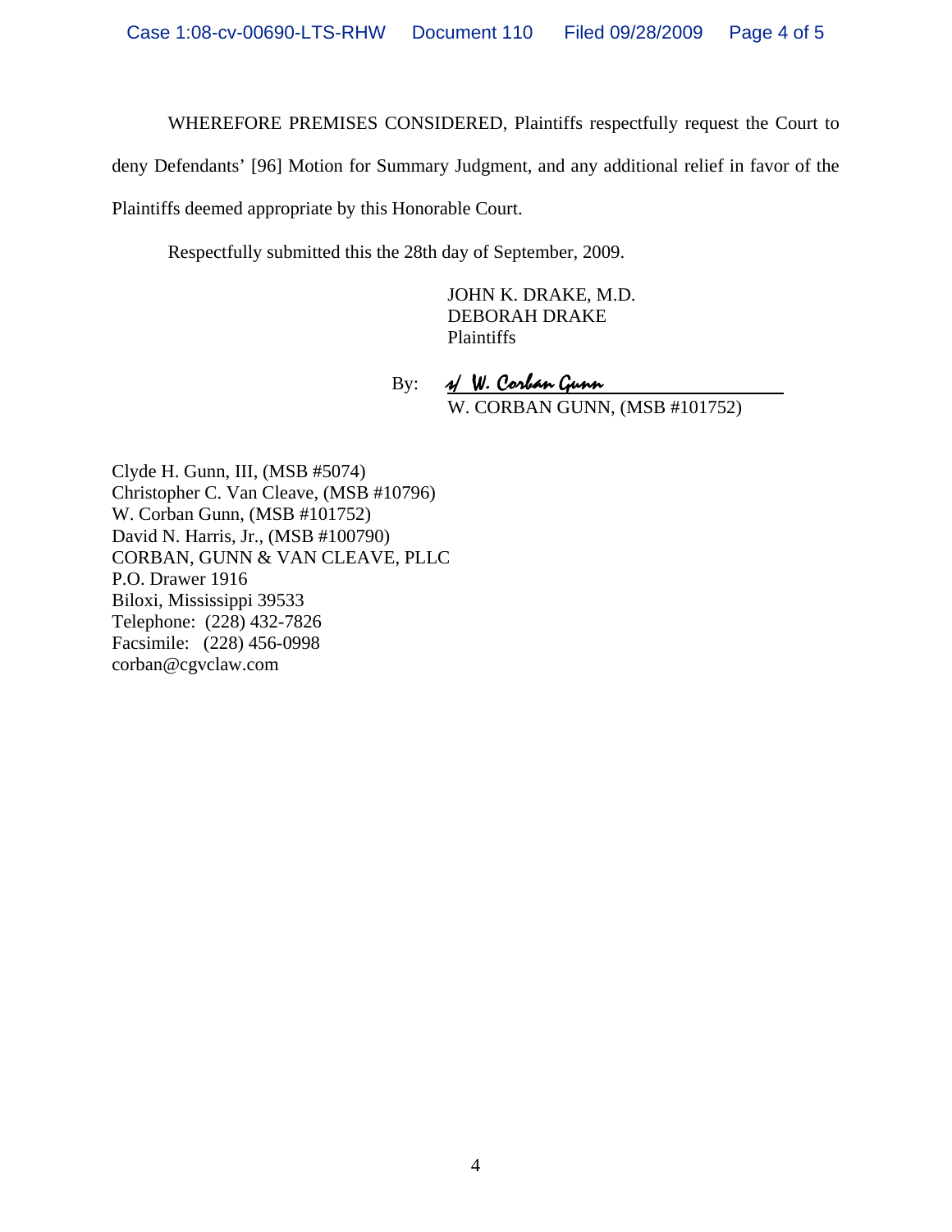WHEREFORE PREMISES CONSIDERED, Plaintiffs respectfully request the Court to deny Defendants' [96] Motion for Summary Judgment, and any additional relief in favor of the Plaintiffs deemed appropriate by this Honorable Court.

Respectfully submitted this the 28th day of September, 2009.

JOHN K. DRAKE, M.D.
DEBORAH DRAKE
Plaintiffs

By: s/ W. Corban Gunn
W. CORBAN GUNN, (MSB #101752)

Clyde H. Gunn, III, (MSB #5074)
Christopher C. Van Cleave, (MSB #10796)
W. Corban Gunn, (MSB #101752)
David N. Harris, Jr., (MSB #100790)
CORBAN, GUNN & VAN CLEAVE, PLLC
P.O. Drawer 1916
Biloxi, Mississippi 39533
Telephone: (228) 432-7826
Facsimile: (228) 456-0998
corban@cgvclaw.com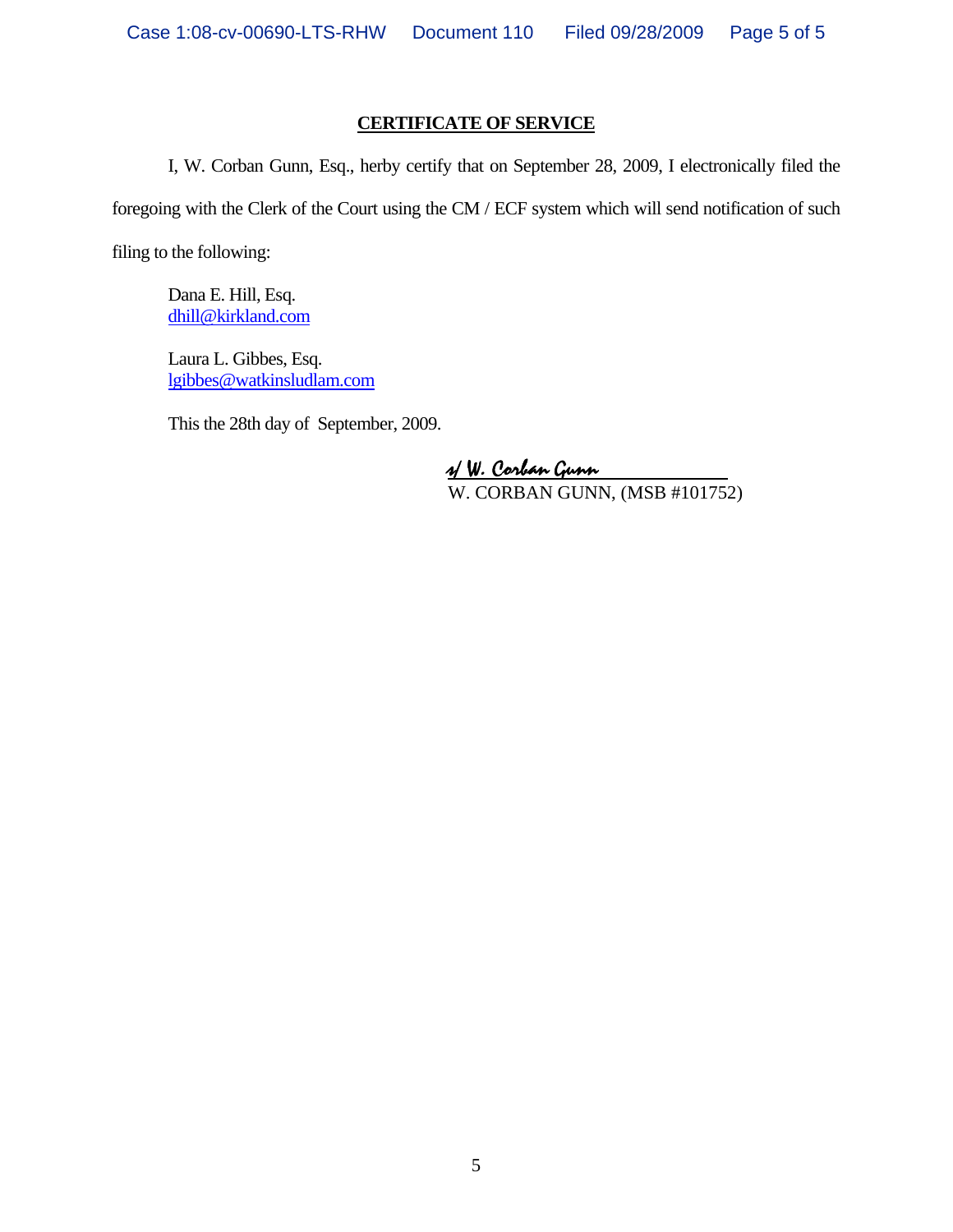**CERTIFICATE OF SERVICE**

I, W. Corban Gunn, Esq., herby certify that on September 28, 2009, I electronically filed the foregoing with the Clerk of the Court using the CM / ECF system which will send notification of such filing to the following:

Dana E. Hill, Esq.
dhill@kirkland.com

Laura L. Gibbes, Esq.
lgibbes@watkinsludlam.com

This the 28th day of September, 2009.

s/ W. Corban Gunn
W. CORBAN GUNN, (MSB #101752)